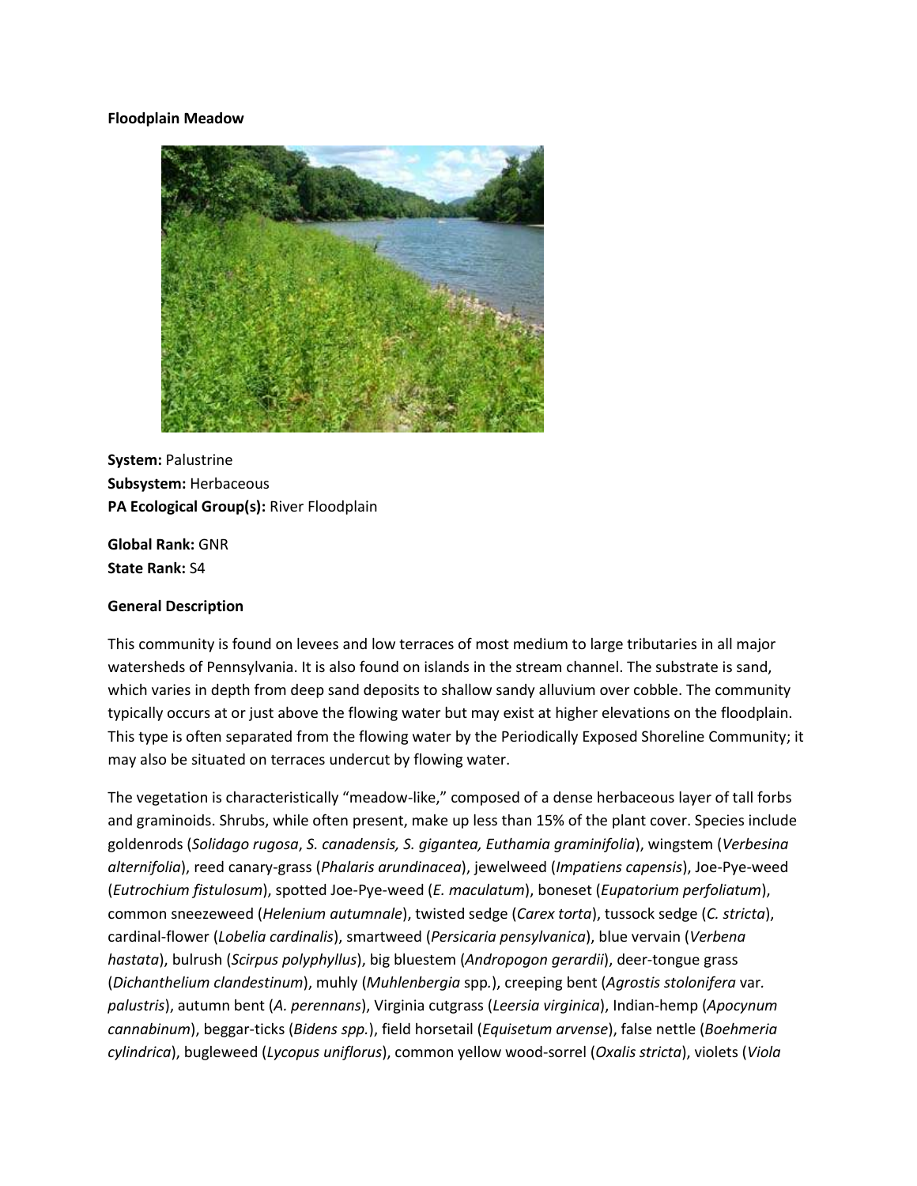**Floodplain Meadow**

**System:** Palustrine
**Subsystem:** Herbaceous
**PA Ecological Group(s):** River Floodplain

**Global Rank:** GNR
**State Rank:** S4

**General Description**

This community is found on levees and low terraces of most medium to large tributaries in all major watersheds of Pennsylvania. It is also found on islands in the stream channel. The substrate is sand, which varies in depth from deep sand deposits to shallow sandy alluvium over cobble. The community typically occurs at or just above the flowing water but may exist at higher elevations on the floodplain. This type is often separated from the flowing water by the Periodically Exposed Shoreline Community; it may also be situated on terraces undercut by flowing water.

The vegetation is characteristically "meadow-like," composed of a dense herbaceous layer of tall forbs and graminoids. Shrubs, while often present, make up less than 15% of the plant cover. Species include goldenrods (*Solidago rugosa*, *S. canadensis, S. gigantea, Euthamia graminifolia*), wingstem (*Verbesina alternifolia*), reed canary-grass (*Phalaris arundinacea*), jewelweed (*Impatiens capensis*), Joe-Pye-weed (*Eutrochium fistulosum*), spotted Joe-Pye-weed (*E. maculatum*), boneset (*Eupatorium perfoliatum*), common sneezeweed (*Helenium autumnale*), twisted sedge (*Carex torta*), tussock sedge (*C. stricta*), cardinal-flower (*Lobelia cardinalis*), smartweed (*Persicaria pensylvanica*), blue vervain (*Verbena hastata*), bulrush (*Scirpus polyphyllus*), big bluestem (*Andropogon gerardii*), deer-tongue grass (*Dichanthelium clandestinum*), muhly (*Muhlenbergia* spp.), creeping bent (*Agrostis stolonifera* var. *palustris*), autumn bent (*A. perennans*), Virginia cutgrass (*Leersia virginica*), Indian-hemp (*Apocynum cannabinum*), beggar-ticks (*Bidens spp.*), field horsetail (*Equisetum arvense*), false nettle (*Boehmeria cylindrica*), bugleweed (*Lycopus uniflorus*), common yellow wood-sorrel (*Oxalis stricta*), violets (*Viola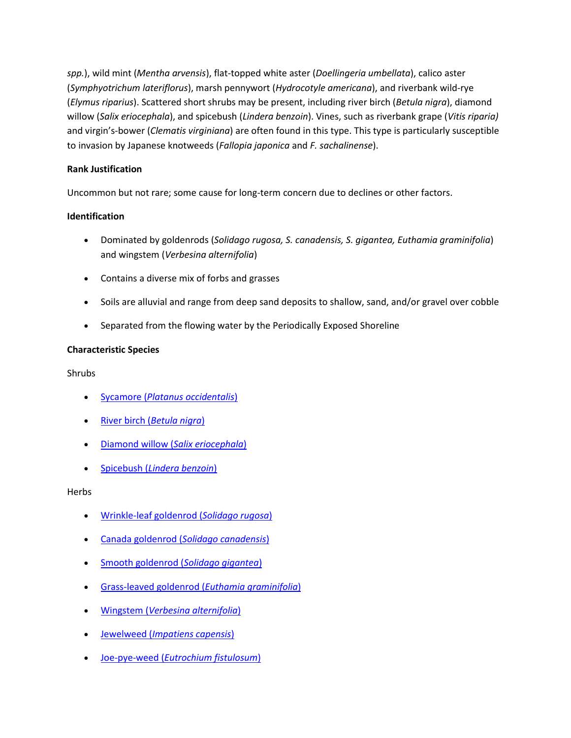*spp.*), wild mint (*Mentha arvensis*), flat-topped white aster (*Doellingeria umbellata*), calico aster (*Symphyotrichum lateriflorus*), marsh pennywort (*Hydrocotyle americana*), and riverbank wild-rye (*Elymus riparius*). Scattered short shrubs may be present, including river birch (*Betula nigra*), diamond willow (*Salix eriocephala*), and spicebush (*Lindera benzoin*). Vines, such as riverbank grape (*Vitis riparia)* and virgin's-bower (*Clematis virginiana*) are often found in this type. This type is particularly susceptible to invasion by Japanese knotweeds (*Fallopia japonica* and *F. sachalinense*).

**Rank Justification**

Uncommon but not rare; some cause for long-term concern due to declines or other factors.

**Identification**

- Dominated by goldenrods (*Solidago rugosa, S. canadensis, S. gigantea, Euthamia graminifolia*) and wingstem (*Verbesina alternifolia*)
- Contains a diverse mix of forbs and grasses
- Soils are alluvial and range from deep sand deposits to shallow, sand, and/or gravel over cobble
- Separated from the flowing water by the Periodically Exposed Shoreline

**Characteristic Species**

Shrubs

- Sycamore (*Platanus occidentalis*)
- River birch (*Betula nigra*)
- Diamond willow (*Salix eriocephala*)
- Spicebush (*Lindera benzoin*)

Herbs

- Wrinkle-leaf goldenrod (*Solidago rugosa*)
- Canada goldenrod (*Solidago canadensis*)
- Smooth goldenrod (*Solidago gigantea*)
- Grass-leaved goldenrod (*Euthamia graminifolia*)
- Wingstem (*Verbesina alternifolia*)
- Jewelweed (*Impatiens capensis*)
- Joe-pye-weed (*Eutrochium fistulosum*)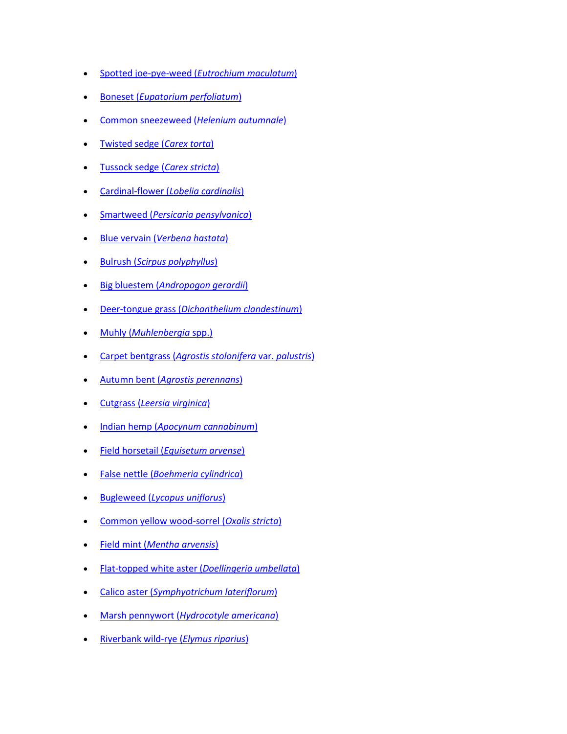- Spotted joe-pye-weed (*Eutrochium maculatum*)
- Boneset (*Eupatorium perfoliatum*)
- Common sneezeweed (*Helenium autumnale*)
- Twisted sedge (*Carex torta*)
- Tussock sedge (*Carex stricta*)
- Cardinal-flower (*Lobelia cardinalis*)
- Smartweed (*Persicaria pensylvanica*)
- Blue vervain (*Verbena hastata*)
- Bulrush (*Scirpus polyphyllus*)
- Big bluestem (*Andropogon gerardii*)
- Deer-tongue grass (*Dichanthelium clandestinum*)
- Muhly (*Muhlenbergia* spp.)
- Carpet bentgrass (*Agrostis stolonifera* var. *palustris*)
- Autumn bent (*Agrostis perennans*)
- Cutgrass (*Leersia virginica*)
- Indian hemp (*Apocynum cannabinum*)
- Field horsetail (*Equisetum arvense*)
- False nettle (*Boehmeria cylindrica*)
- Bugleweed (*Lycopus uniflorus*)
- Common yellow wood-sorrel (*Oxalis stricta*)
- Field mint (*Mentha arvensis*)
- Flat-topped white aster (*Doellingeria umbellata*)
- Calico aster (*Symphyotrichum lateriflorum*)
- Marsh pennywort (*Hydrocotyle americana*)
- Riverbank wild-rye (*Elymus riparius*)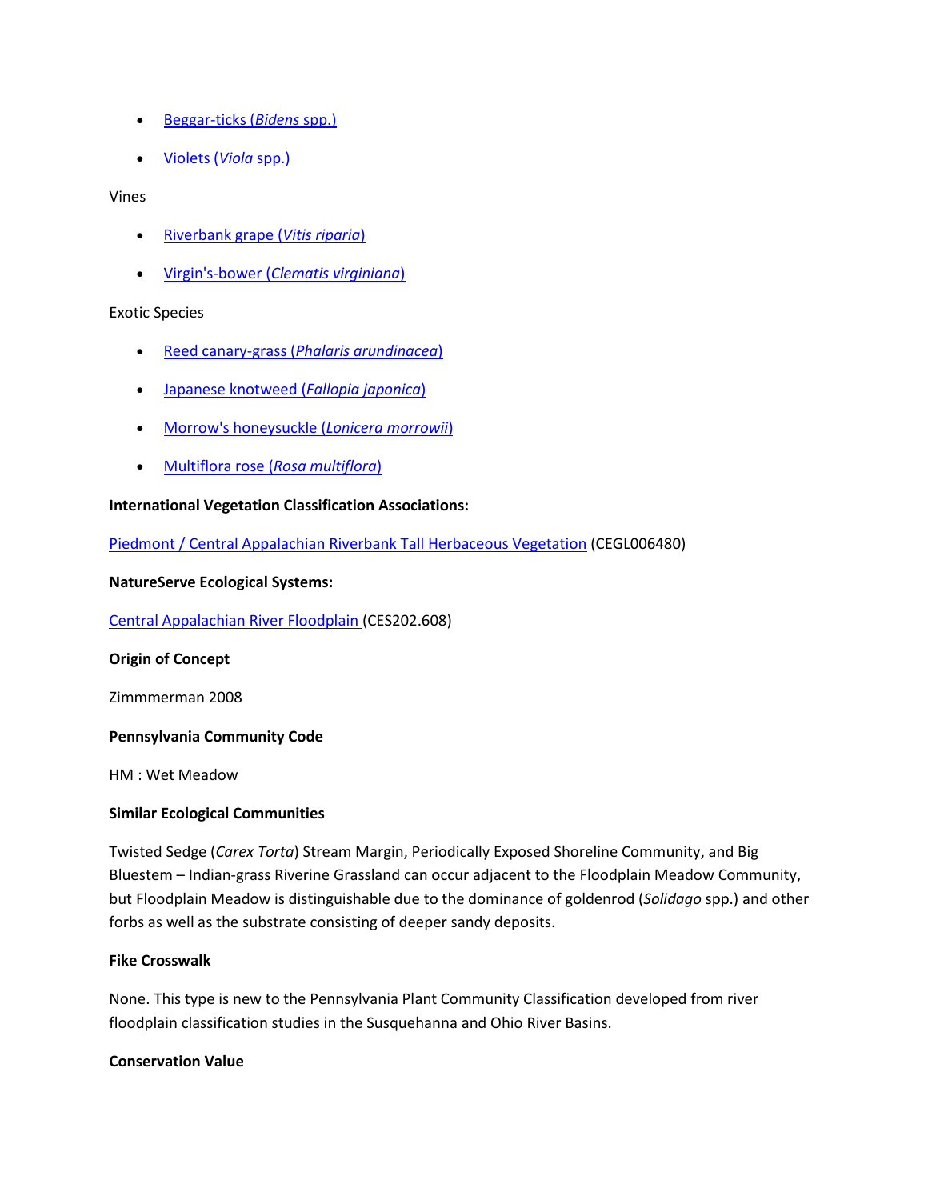- Beggar-ticks (*Bidens* spp.)
- Violets (*Viola* spp.)

Vines

- Riverbank grape (*Vitis riparia*)
- Virgin's-bower (*Clematis virginiana*)

Exotic Species

- Reed canary-grass (*Phalaris arundinacea*)
- Japanese knotweed (*Fallopia japonica*)
- Morrow's honeysuckle (*Lonicera morrowii*)
- Multiflora rose (*Rosa multiflora*)

**International Vegetation Classification Associations:**

Piedmont / Central Appalachian Riverbank Tall Herbaceous Vegetation (CEGL006480)

**NatureServe Ecological Systems:**

Central Appalachian River Floodplain (CES202.608)

**Origin of Concept**

Zimmmerman 2008

**Pennsylvania Community Code**

HM : Wet Meadow

**Similar Ecological Communities**

Twisted Sedge (*Carex Torta*) Stream Margin, Periodically Exposed Shoreline Community, and Big Bluestem – Indian-grass Riverine Grassland can occur adjacent to the Floodplain Meadow Community, but Floodplain Meadow is distinguishable due to the dominance of goldenrod (*Solidago* spp.) and other forbs as well as the substrate consisting of deeper sandy deposits.

**Fike Crosswalk**

None. This type is new to the Pennsylvania Plant Community Classification developed from river floodplain classification studies in the Susquehanna and Ohio River Basins.

**Conservation Value**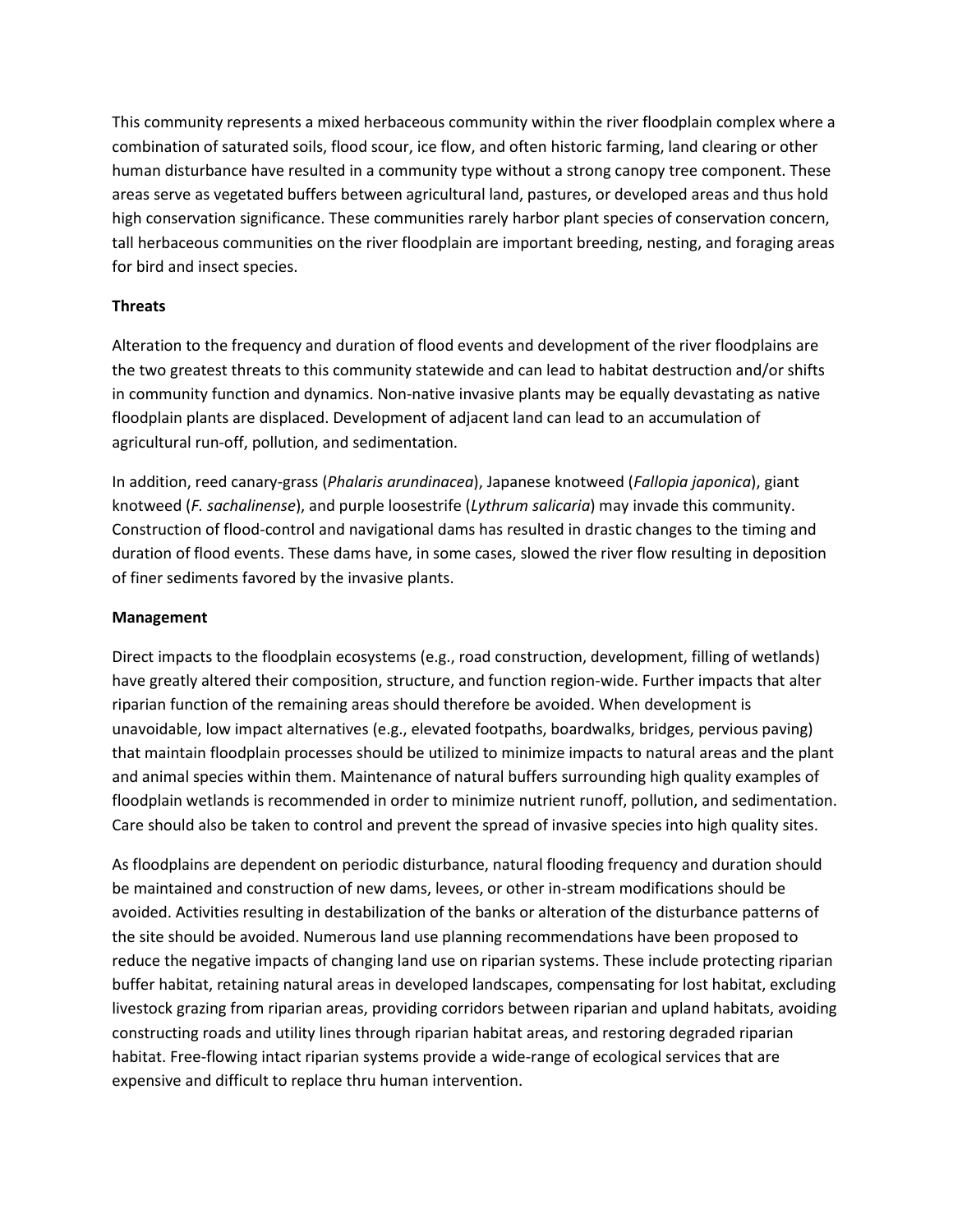This community represents a mixed herbaceous community within the river floodplain complex where a combination of saturated soils, flood scour, ice flow, and often historic farming, land clearing or other human disturbance have resulted in a community type without a strong canopy tree component. These areas serve as vegetated buffers between agricultural land, pastures, or developed areas and thus hold high conservation significance. These communities rarely harbor plant species of conservation concern, tall herbaceous communities on the river floodplain are important breeding, nesting, and foraging areas for bird and insect species.

**Threats**

Alteration to the frequency and duration of flood events and development of the river floodplains are the two greatest threats to this community statewide and can lead to habitat destruction and/or shifts in community function and dynamics. Non-native invasive plants may be equally devastating as native floodplain plants are displaced. Development of adjacent land can lead to an accumulation of agricultural run-off, pollution, and sedimentation.

In addition, reed canary-grass (*Phalaris arundinacea*), Japanese knotweed (*Fallopia japonica*), giant knotweed (*F. sachalinense*), and purple loosestrife (*Lythrum salicaria*) may invade this community. Construction of flood-control and navigational dams has resulted in drastic changes to the timing and duration of flood events. These dams have, in some cases, slowed the river flow resulting in deposition of finer sediments favored by the invasive plants.

**Management**

Direct impacts to the floodplain ecosystems (e.g., road construction, development, filling of wetlands) have greatly altered their composition, structure, and function region-wide. Further impacts that alter riparian function of the remaining areas should therefore be avoided. When development is unavoidable, low impact alternatives (e.g., elevated footpaths, boardwalks, bridges, pervious paving) that maintain floodplain processes should be utilized to minimize impacts to natural areas and the plant and animal species within them. Maintenance of natural buffers surrounding high quality examples of floodplain wetlands is recommended in order to minimize nutrient runoff, pollution, and sedimentation. Care should also be taken to control and prevent the spread of invasive species into high quality sites.

As floodplains are dependent on periodic disturbance, natural flooding frequency and duration should be maintained and construction of new dams, levees, or other in-stream modifications should be avoided. Activities resulting in destabilization of the banks or alteration of the disturbance patterns of the site should be avoided. Numerous land use planning recommendations have been proposed to reduce the negative impacts of changing land use on riparian systems. These include protecting riparian buffer habitat, retaining natural areas in developed landscapes, compensating for lost habitat, excluding livestock grazing from riparian areas, providing corridors between riparian and upland habitats, avoiding constructing roads and utility lines through riparian habitat areas, and restoring degraded riparian habitat. Free-flowing intact riparian systems provide a wide-range of ecological services that are expensive and difficult to replace thru human intervention.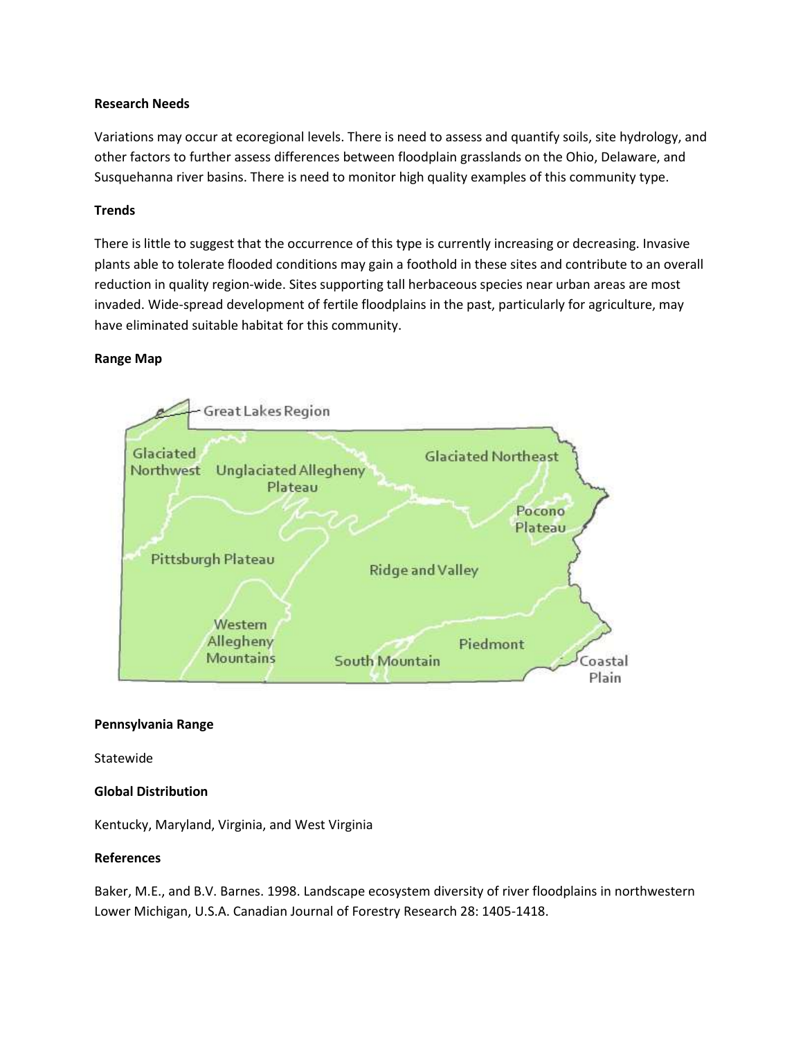**Research Needs**

Variations may occur at ecoregional levels. There is need to assess and quantify soils, site hydrology, and other factors to further assess differences between floodplain grasslands on the Ohio, Delaware, and Susquehanna river basins. There is need to monitor high quality examples of this community type.

**Trends**

There is little to suggest that the occurrence of this type is currently increasing or decreasing. Invasive plants able to tolerate flooded conditions may gain a foothold in these sites and contribute to an overall reduction in quality region-wide. Sites supporting tall herbaceous species near urban areas are most invaded. Wide-spread development of fertile floodplains in the past, particularly for agriculture, may have eliminated suitable habitat for this community.

**Range Map**

Great Lakes Region
Glaciated Northwest
Unglaciated Allegheny Plateau
Glaciated Northeast
Pocono Plateau
Pittsburgh Plateau
Ridge and Valley
Western Allegheny Mountains
South Mountain
Piedmont
Coastal Plain

**Pennsylvania Range**

Statewide

**Global Distribution**

Kentucky, Maryland, Virginia, and West Virginia

**References**

Baker, M.E., and B.V. Barnes. 1998. Landscape ecosystem diversity of river floodplains in northwestern Lower Michigan, U.S.A. Canadian Journal of Forestry Research 28: 1405-1418.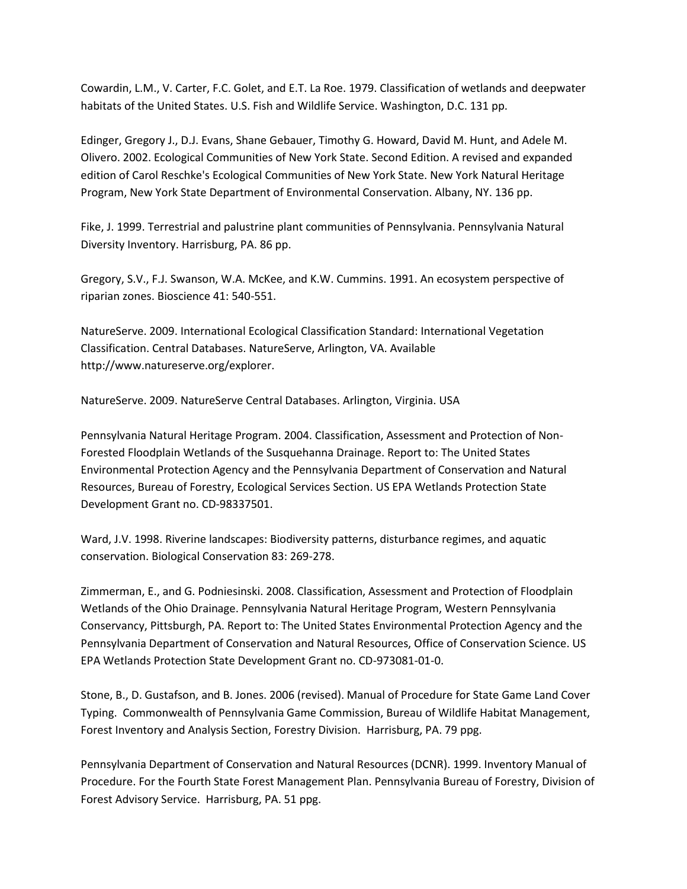Cowardin, L.M., V. Carter, F.C. Golet, and E.T. La Roe. 1979. Classification of wetlands and deepwater habitats of the United States. U.S. Fish and Wildlife Service. Washington, D.C. 131 pp.

Edinger, Gregory J., D.J. Evans, Shane Gebauer, Timothy G. Howard, David M. Hunt, and Adele M. Olivero. 2002. Ecological Communities of New York State. Second Edition. A revised and expanded edition of Carol Reschke's Ecological Communities of New York State. New York Natural Heritage Program, New York State Department of Environmental Conservation. Albany, NY. 136 pp.

Fike, J. 1999. Terrestrial and palustrine plant communities of Pennsylvania. Pennsylvania Natural Diversity Inventory. Harrisburg, PA. 86 pp.

Gregory, S.V., F.J. Swanson, W.A. McKee, and K.W. Cummins. 1991. An ecosystem perspective of riparian zones. Bioscience 41: 540-551.

NatureServe. 2009. International Ecological Classification Standard: International Vegetation Classification. Central Databases. NatureServe, Arlington, VA. Available http://www.natureserve.org/explorer.

NatureServe. 2009. NatureServe Central Databases. Arlington, Virginia. USA

Pennsylvania Natural Heritage Program. 2004. Classification, Assessment and Protection of Non-Forested Floodplain Wetlands of the Susquehanna Drainage. Report to: The United States Environmental Protection Agency and the Pennsylvania Department of Conservation and Natural Resources, Bureau of Forestry, Ecological Services Section. US EPA Wetlands Protection State Development Grant no. CD-98337501.

Ward, J.V. 1998. Riverine landscapes: Biodiversity patterns, disturbance regimes, and aquatic conservation. Biological Conservation 83: 269-278.

Zimmerman, E., and G. Podniesinski. 2008. Classification, Assessment and Protection of Floodplain Wetlands of the Ohio Drainage. Pennsylvania Natural Heritage Program, Western Pennsylvania Conservancy, Pittsburgh, PA. Report to: The United States Environmental Protection Agency and the Pennsylvania Department of Conservation and Natural Resources, Office of Conservation Science. US EPA Wetlands Protection State Development Grant no. CD-973081-01-0.

Stone, B., D. Gustafson, and B. Jones. 2006 (revised). Manual of Procedure for State Game Land Cover Typing. Commonwealth of Pennsylvania Game Commission, Bureau of Wildlife Habitat Management, Forest Inventory and Analysis Section, Forestry Division. Harrisburg, PA. 79 ppg.

Pennsylvania Department of Conservation and Natural Resources (DCNR). 1999. Inventory Manual of Procedure. For the Fourth State Forest Management Plan. Pennsylvania Bureau of Forestry, Division of Forest Advisory Service. Harrisburg, PA. 51 ppg.